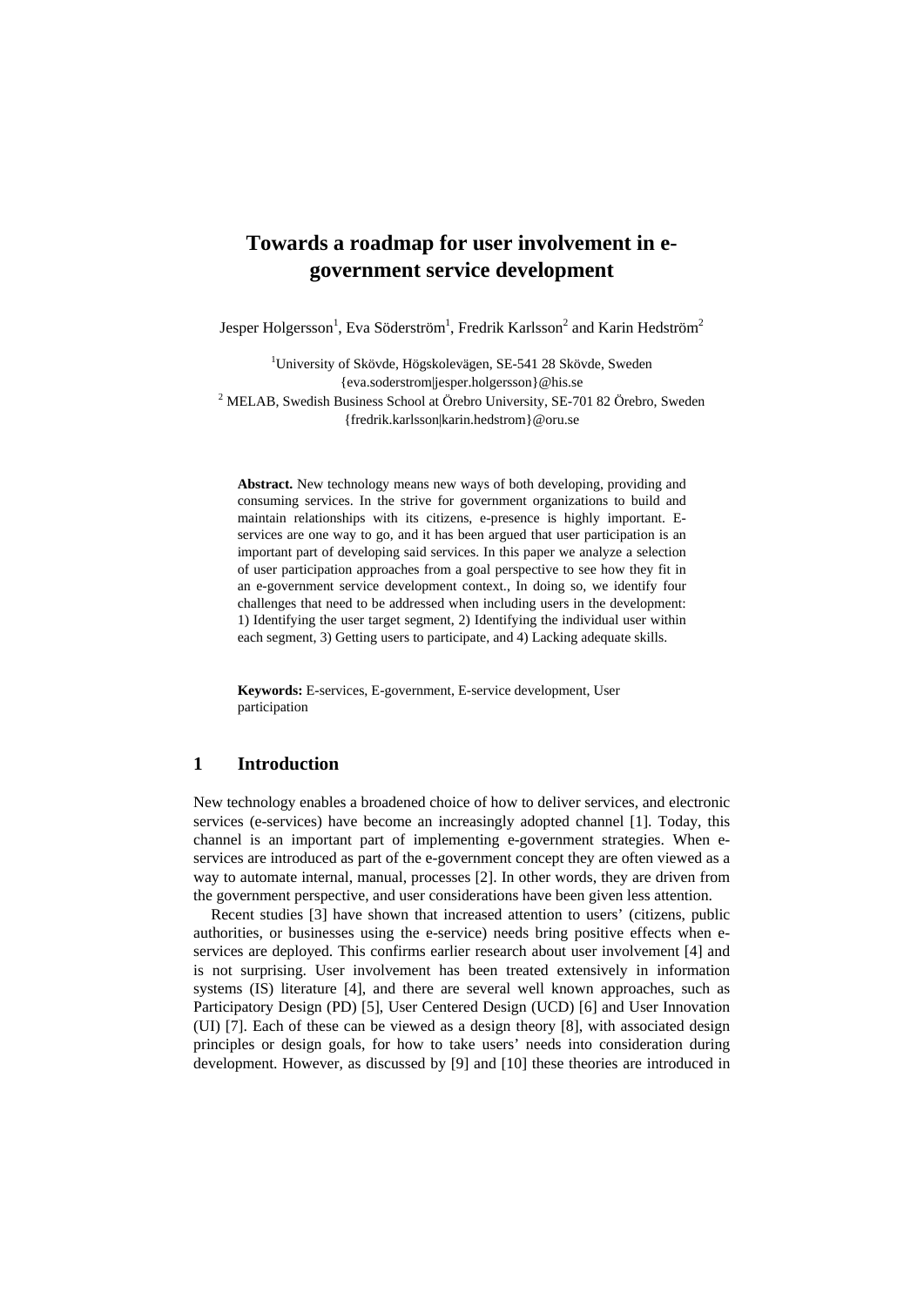# Towards a roadmap for user involvement in e-government service development

Jesper Holgersson[1], Eva Söderström[1], Fredrik Karlsson[2] and Karin Hedström[2]

[1]University of Skövde, Högskolevägen, SE-541 28 Skövde, Sweden
{eva.soderstrom|jesper.holgersson}@his.se
[2] MELAB, Swedish Business School at Örebro University, SE-701 82 Örebro, Sweden
{fredrik.karlsson|karin.hedstrom}@oru.se

**Abstract.** New technology means new ways of both developing, providing and consuming services. In the strive for government organizations to build and maintain relationships with its citizens, e-presence is highly important. E-services are one way to go, and it has been argued that user participation is an important part of developing said services. In this paper we analyze a selection of user participation approaches from a goal perspective to see how they fit in an e-government service development context., In doing so, we identify four challenges that need to be addressed when including users in the development: 1) Identifying the user target segment, 2) Identifying the individual user within each segment, 3) Getting users to participate, and 4) Lacking adequate skills.

**Keywords:** E-services, E-government, E-service development, User participation

## 1 Introduction

New technology enables a broadened choice of how to deliver services, and electronic services (e-services) have become an increasingly adopted channel [1]. Today, this channel is an important part of implementing e-government strategies. When e-services are introduced as part of the e-government concept they are often viewed as a way to automate internal, manual, processes [2]. In other words, they are driven from the government perspective, and user considerations have been given less attention.

Recent studies [3] have shown that increased attention to users' (citizens, public authorities, or businesses using the e-service) needs bring positive effects when e-services are deployed. This confirms earlier research about user involvement [4] and is not surprising. User involvement has been treated extensively in information systems (IS) literature [4], and there are several well known approaches, such as Participatory Design (PD) [5], User Centered Design (UCD) [6] and User Innovation (UI) [7]. Each of these can be viewed as a design theory [8], with associated design principles or design goals, for how to take users' needs into consideration during development. However, as discussed by [9] and [10] these theories are introduced in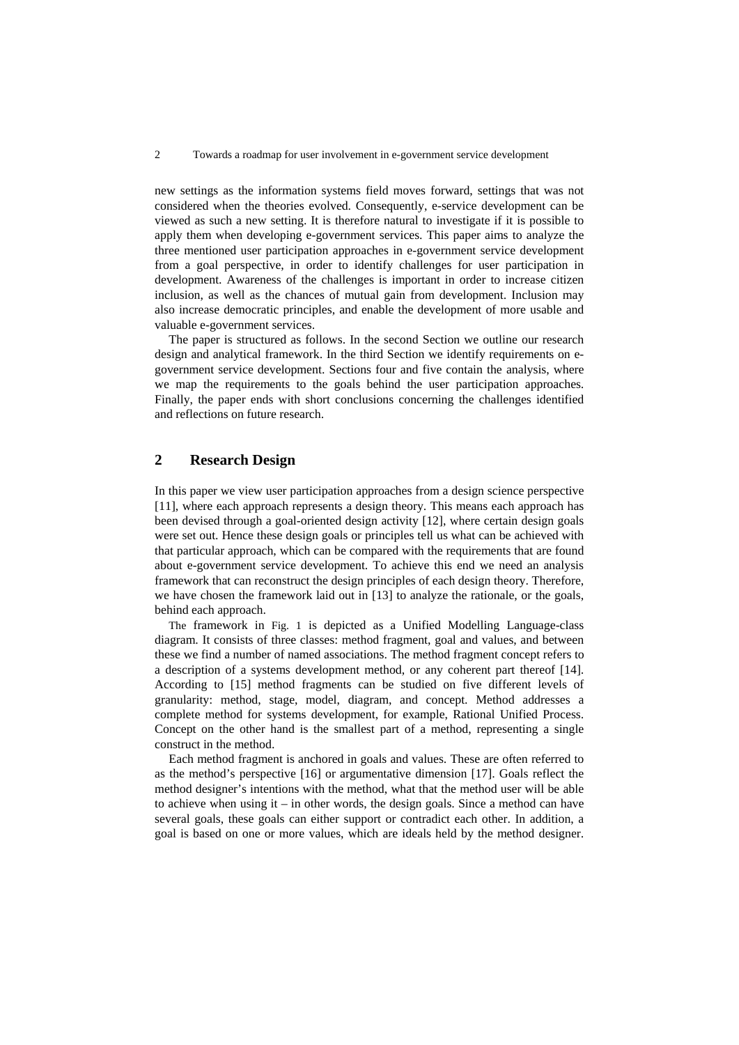new settings as the information systems field moves forward, settings that was not considered when the theories evolved. Consequently, e-service development can be viewed as such a new setting. It is therefore natural to investigate if it is possible to apply them when developing e-government services. This paper aims to analyze the three mentioned user participation approaches in e-government service development from a goal perspective, in order to identify challenges for user participation in development. Awareness of the challenges is important in order to increase citizen inclusion, as well as the chances of mutual gain from development. Inclusion may also increase democratic principles, and enable the development of more usable and valuable e-government services.

The paper is structured as follows. In the second Section we outline our research design and analytical framework. In the third Section we identify requirements on e-government service development. Sections four and five contain the analysis, where we map the requirements to the goals behind the user participation approaches. Finally, the paper ends with short conclusions concerning the challenges identified and reflections on future research.

## 2 Research Design

In this paper we view user participation approaches from a design science perspective [11], where each approach represents a design theory. This means each approach has been devised through a goal-oriented design activity [12], where certain design goals were set out. Hence these design goals or principles tell us what can be achieved with that particular approach, which can be compared with the requirements that are found about e-government service development. To achieve this end we need an analysis framework that can reconstruct the design principles of each design theory. Therefore, we have chosen the framework laid out in [13] to analyze the rationale, or the goals, behind each approach.

The framework in Fig. 1 is depicted as a Unified Modelling Language-class diagram. It consists of three classes: method fragment, goal and values, and between these we find a number of named associations. The method fragment concept refers to a description of a systems development method, or any coherent part thereof [14]. According to [15] method fragments can be studied on five different levels of granularity: method, stage, model, diagram, and concept. Method addresses a complete method for systems development, for example, Rational Unified Process. Concept on the other hand is the smallest part of a method, representing a single construct in the method.

Each method fragment is anchored in goals and values. These are often referred to as the method's perspective [16] or argumentative dimension [17]. Goals reflect the method designer's intentions with the method, what that the method user will be able to achieve when using it – in other words, the design goals. Since a method can have several goals, these goals can either support or contradict each other. In addition, a goal is based on one or more values, which are ideals held by the method designer.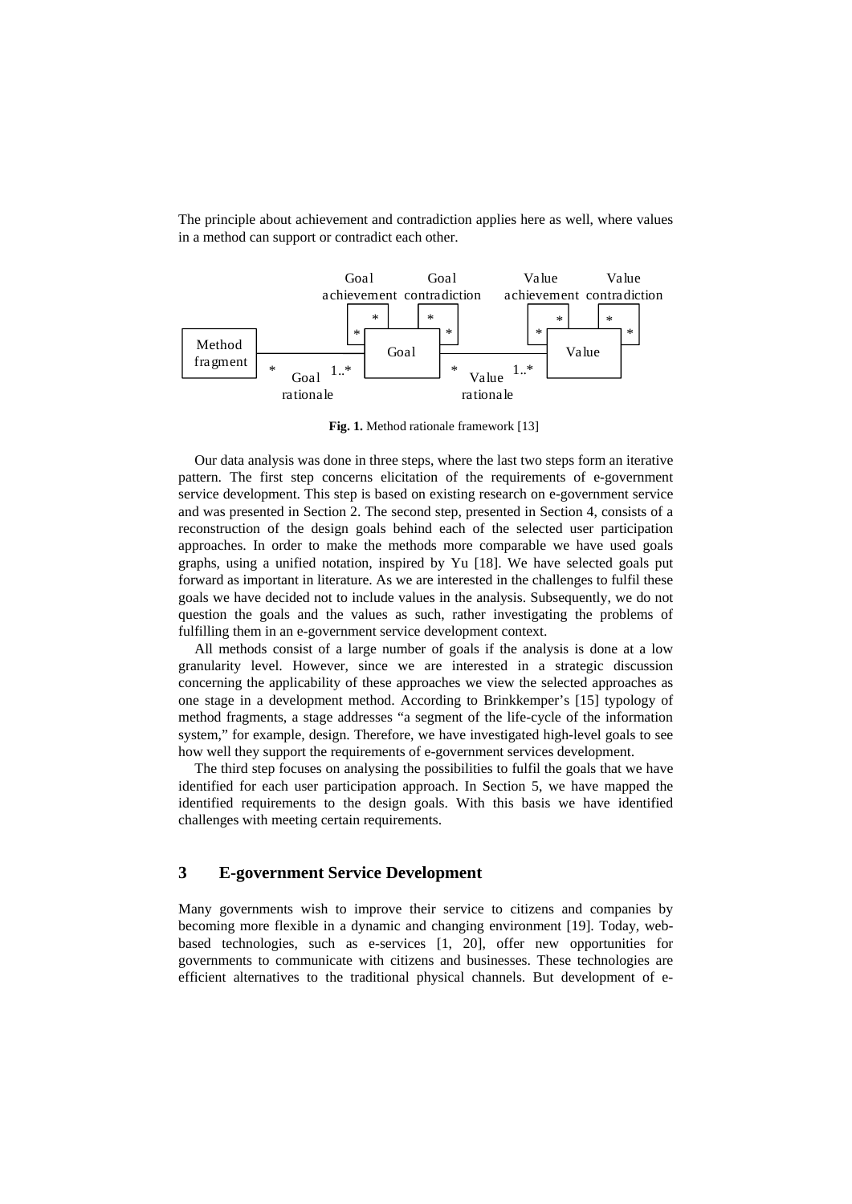The principle about achievement and contradiction applies here as well, where values in a method can support or contradict each other.

**Fig. 1.** Method rationale framework [13]

Our data analysis was done in three steps, where the last two steps form an iterative pattern. The first step concerns elicitation of the requirements of e-government service development. This step is based on existing research on e-government service and was presented in Section 2. The second step, presented in Section 4, consists of a reconstruction of the design goals behind each of the selected user participation approaches. In order to make the methods more comparable we have used goals graphs, using a unified notation, inspired by Yu [18]. We have selected goals put forward as important in literature. As we are interested in the challenges to fulfil these goals we have decided not to include values in the analysis. Subsequently, we do not question the goals and the values as such, rather investigating the problems of fulfilling them in an e-government service development context.

All methods consist of a large number of goals if the analysis is done at a low granularity level. However, since we are interested in a strategic discussion concerning the applicability of these approaches we view the selected approaches as one stage in a development method. According to Brinkkemper's [15] typology of method fragments, a stage addresses "a segment of the life-cycle of the information system," for example, design. Therefore, we have investigated high-level goals to see how well they support the requirements of e-government services development.

The third step focuses on analysing the possibilities to fulfil the goals that we have identified for each user participation approach. In Section 5, we have mapped the identified requirements to the design goals. With this basis we have identified challenges with meeting certain requirements.

## 3 E-government Service Development

Many governments wish to improve their service to citizens and companies by becoming more flexible in a dynamic and changing environment [19]. Today, web-based technologies, such as e-services [1, 20], offer new opportunities for governments to communicate with citizens and businesses. These technologies are efficient alternatives to the traditional physical channels. But development of e-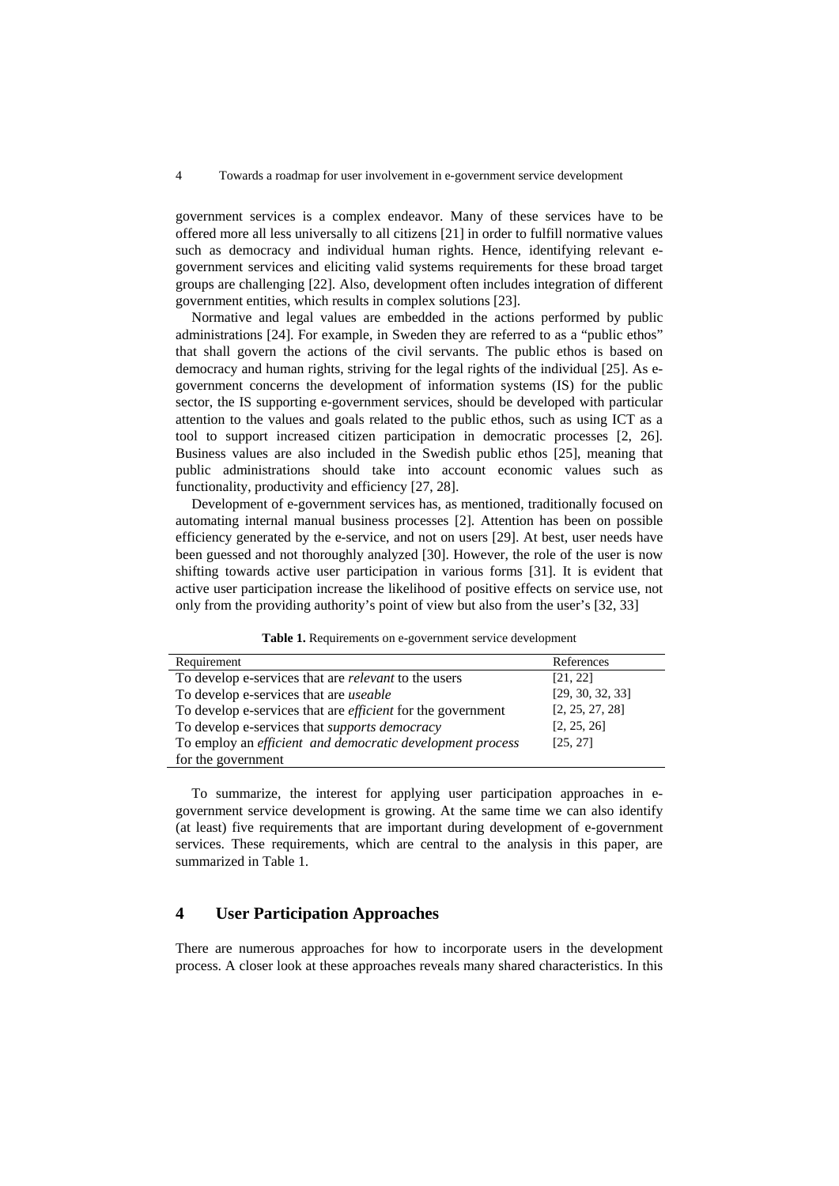government services is a complex endeavor. Many of these services have to be offered more all less universally to all citizens [21] in order to fulfill normative values such as democracy and individual human rights. Hence, identifying relevant e-government services and eliciting valid systems requirements for these broad target groups are challenging [22]. Also, development often includes integration of different government entities, which results in complex solutions [23].

Normative and legal values are embedded in the actions performed by public administrations [24]. For example, in Sweden they are referred to as a "public ethos" that shall govern the actions of the civil servants. The public ethos is based on democracy and human rights, striving for the legal rights of the individual [25]. As e-government concerns the development of information systems (IS) for the public sector, the IS supporting e-government services, should be developed with particular attention to the values and goals related to the public ethos, such as using ICT as a tool to support increased citizen participation in democratic processes [2, 26]. Business values are also included in the Swedish public ethos [25], meaning that public administrations should take into account economic values such as functionality, productivity and efficiency [27, 28].

Development of e-government services has, as mentioned, traditionally focused on automating internal manual business processes [2]. Attention has been on possible efficiency generated by the e-service, and not on users [29]. At best, user needs have been guessed and not thoroughly analyzed [30]. However, the role of the user is now shifting towards active user participation in various forms [31]. It is evident that active user participation increase the likelihood of positive effects on service use, not only from the providing authority's point of view but also from the user's [32, 33]

**Table 1.** Requirements on e-government service development

| Requirement | References |
|---|---|
| To develop e-services that are *relevant* to the users | [21, 22] |
| To develop e-services that are *useable* | [29, 30, 32, 33] |
| To develop e-services that are *efficient* for the government | [2, 25, 27, 28] |
| To develop e-services that *supports democracy* | [2, 25, 26] |
| To employ an *efficient and democratic development process* for the government | [25, 27] |

To summarize, the interest for applying user participation approaches in e-government service development is growing. At the same time we can also identify (at least) five requirements that are important during development of e-government services. These requirements, which are central to the analysis in this paper, are summarized in Table 1.

## 4 User Participation Approaches

There are numerous approaches for how to incorporate users in the development process. A closer look at these approaches reveals many shared characteristics. In this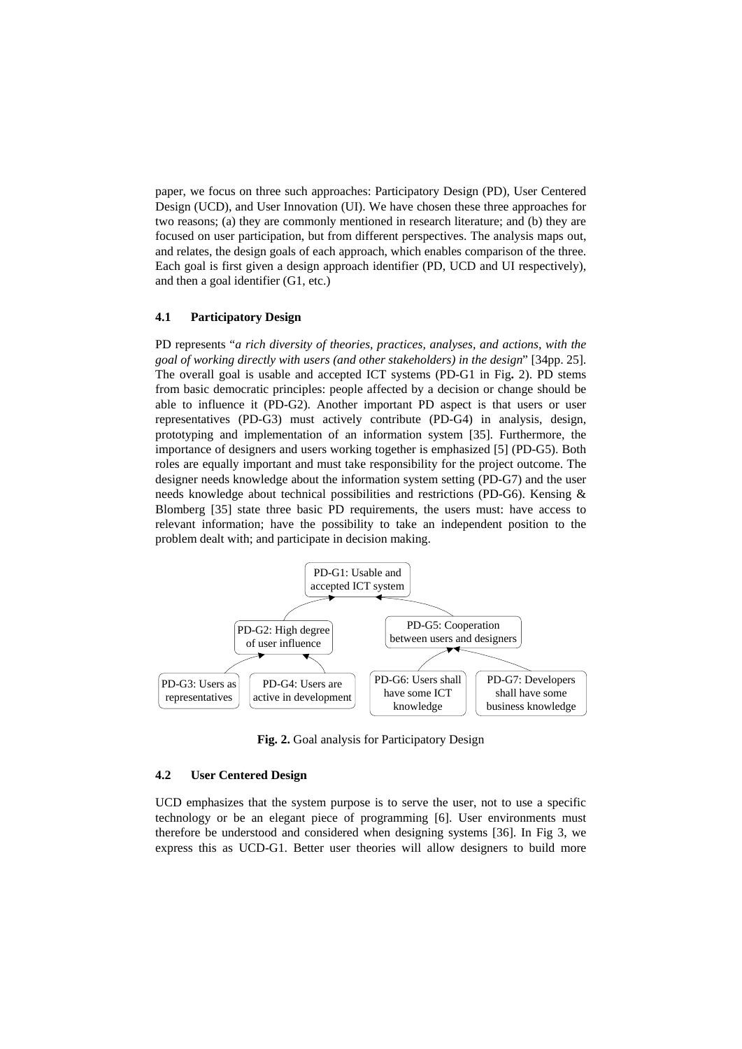paper, we focus on three such approaches: Participatory Design (PD), User Centered Design (UCD), and User Innovation (UI). We have chosen these three approaches for two reasons; (a) they are commonly mentioned in research literature; and (b) they are focused on user participation, but from different perspectives. The analysis maps out, and relates, the design goals of each approach, which enables comparison of the three. Each goal is first given a design approach identifier (PD, UCD and UI respectively), and then a goal identifier (G1, etc.)

### 4.1 Participatory Design

PD represents "*a rich diversity of theories, practices, analyses, and actions, with the goal of working directly with users (and other stakeholders) in the design*" [34pp. 25]. The overall goal is usable and accepted ICT systems (PD-G1 in Fig**.** 2). PD stems from basic democratic principles: people affected by a decision or change should be able to influence it (PD-G2). Another important PD aspect is that users or user representatives (PD-G3) must actively contribute (PD-G4) in analysis, design, prototyping and implementation of an information system [35]. Furthermore, the importance of designers and users working together is emphasized [5] (PD-G5). Both roles are equally important and must take responsibility for the project outcome. The designer needs knowledge about the information system setting (PD-G7) and the user needs knowledge about technical possibilities and restrictions (PD-G6). Kensing & Blomberg [35] state three basic PD requirements, the users must: have access to relevant information; have the possibility to take an independent position to the problem dealt with; and participate in decision making.

PD-G1: Usable and accepted ICT system

PD-G2: High degree of user influence

PD-G5: Cooperation between users and designers

PD-G3: Users as representatives

PD-G4: Users are active in development

PD-G6: Users shall have some ICT knowledge

PD-G7: Developers shall have some business knowledge

**Fig. 2.** Goal analysis for Participatory Design

### 4.2 User Centered Design

UCD emphasizes that the system purpose is to serve the user, not to use a specific technology or be an elegant piece of programming [6]. User environments must therefore be understood and considered when designing systems [36]. In Fig 3, we express this as UCD-G1. Better user theories will allow designers to build more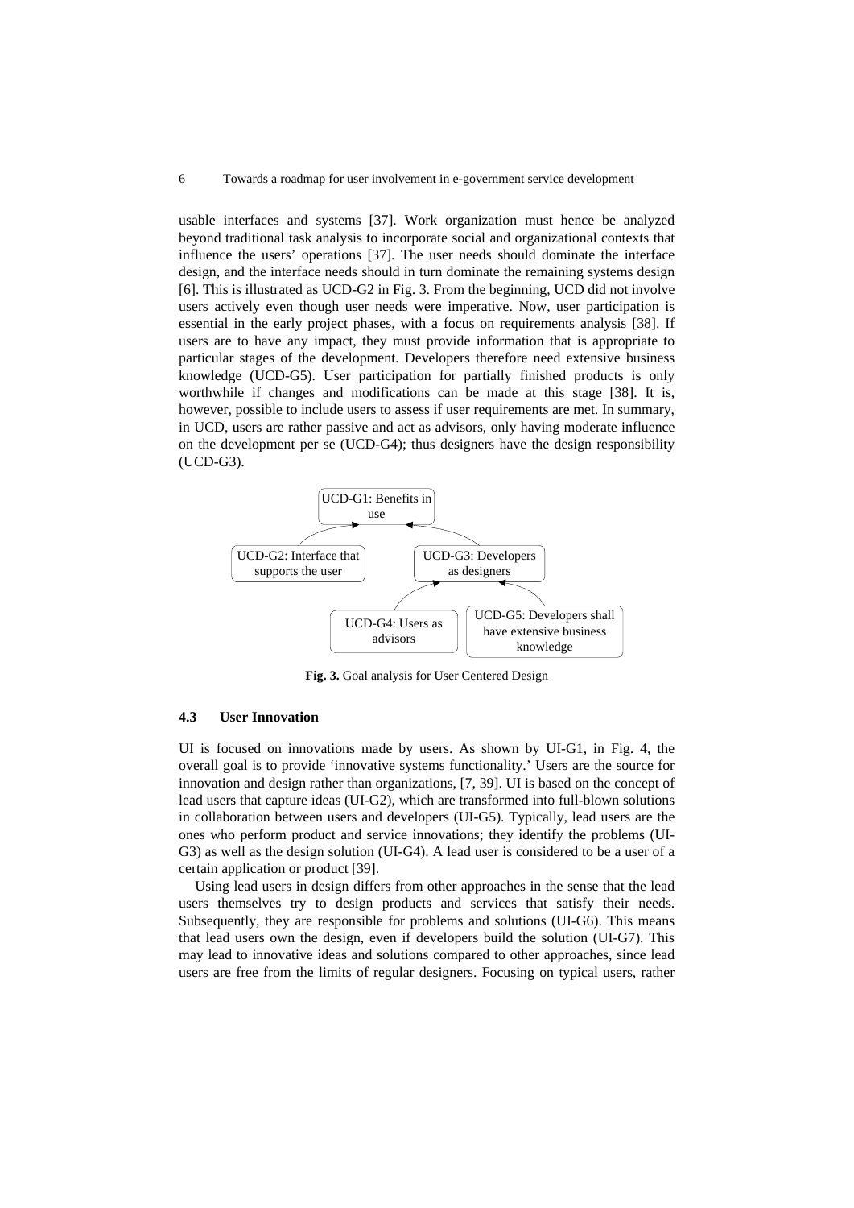usable interfaces and systems [37]. Work organization must hence be analyzed beyond traditional task analysis to incorporate social and organizational contexts that influence the users' operations [37]. The user needs should dominate the interface design, and the interface needs should in turn dominate the remaining systems design [6]. This is illustrated as UCD-G2 in Fig. 3. From the beginning, UCD did not involve users actively even though user needs were imperative. Now, user participation is essential in the early project phases, with a focus on requirements analysis [38]. If users are to have any impact, they must provide information that is appropriate to particular stages of the development. Developers therefore need extensive business knowledge (UCD-G5). User participation for partially finished products is only worthwhile if changes and modifications can be made at this stage [38]. It is, however, possible to include users to assess if user requirements are met. In summary, in UCD, users are rather passive and act as advisors, only having moderate influence on the development per se (UCD-G4); thus designers have the design responsibility (UCD-G3).

UCD-G1: Benefits in use

UCD-G2: Interface that supports the user

UCD-G3: Developers as designers

UCD-G4: Users as advisors

UCD-G5: Developers shall have extensive business knowledge

**Fig. 3.** Goal analysis for User Centered Design

### 4.3 User Innovation

UI is focused on innovations made by users. As shown by UI-G1, in Fig. 4, the overall goal is to provide 'innovative systems functionality.' Users are the source for innovation and design rather than organizations, [7, 39]. UI is based on the concept of lead users that capture ideas (UI-G2), which are transformed into full-blown solutions in collaboration between users and developers (UI-G5). Typically, lead users are the ones who perform product and service innovations; they identify the problems (UI-G3) as well as the design solution (UI-G4). A lead user is considered to be a user of a certain application or product [39].

Using lead users in design differs from other approaches in the sense that the lead users themselves try to design products and services that satisfy their needs. Subsequently, they are responsible for problems and solutions (UI-G6). This means that lead users own the design, even if developers build the solution (UI-G7). This may lead to innovative ideas and solutions compared to other approaches, since lead users are free from the limits of regular designers. Focusing on typical users, rather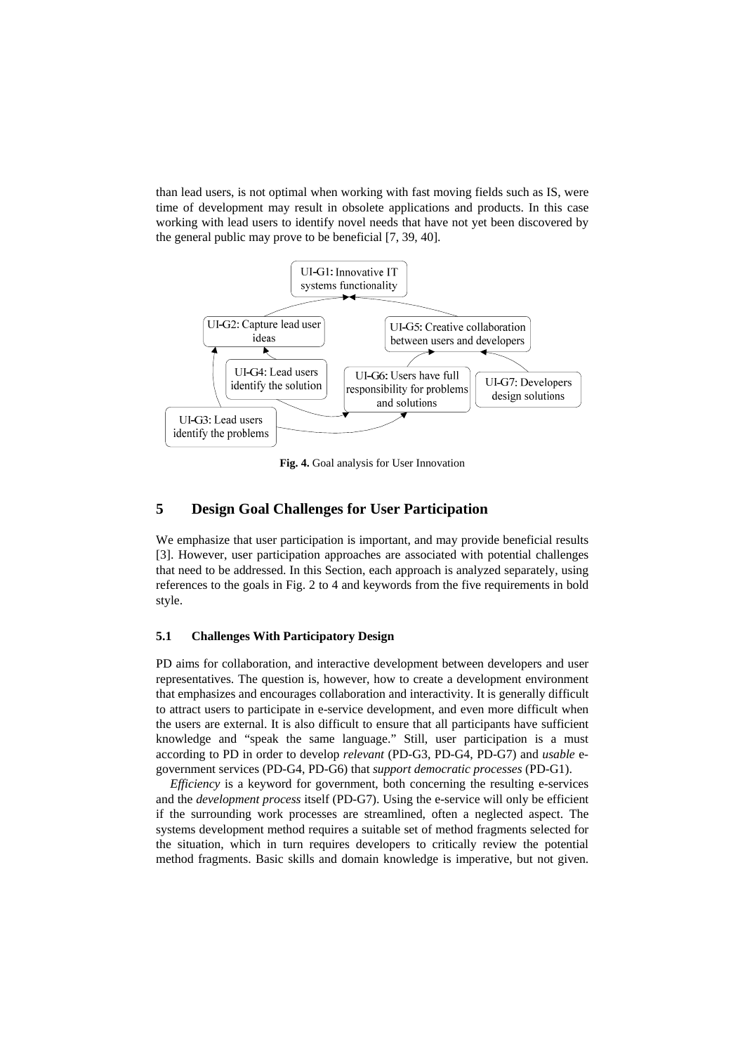than lead users, is not optimal when working with fast moving fields such as IS, were time of development may result in obsolete applications and products. In this case working with lead users to identify novel needs that have not yet been discovered by the general public may prove to be beneficial [7, 39, 40].

UI-G1: Innovative IT systems functionality

UI-G2: Capture lead user ideas

UI-G5: Creative collaboration between users and developers

UI-G4: Lead users identify the solution

UI-G6: Users have full responsibility for problems and solutions

UI-G7: Developers design solutions

UI-G3: Lead users identify the problems

**Fig. 4.** Goal analysis for User Innovation

## 5 Design Goal Challenges for User Participation

We emphasize that user participation is important, and may provide beneficial results [3]. However, user participation approaches are associated with potential challenges that need to be addressed. In this Section, each approach is analyzed separately, using references to the goals in Fig. 2 to 4 and keywords from the five requirements in bold style.

### 5.1 Challenges With Participatory Design

PD aims for collaboration, and interactive development between developers and user representatives. The question is, however, how to create a development environment that emphasizes and encourages collaboration and interactivity. It is generally difficult to attract users to participate in e-service development, and even more difficult when the users are external. It is also difficult to ensure that all participants have sufficient knowledge and "speak the same language." Still, user participation is a must according to PD in order to develop *relevant* (PD-G3, PD-G4, PD-G7) and *usable* e-government services (PD-G4, PD-G6) that *support democratic processes* (PD-G1).

*Efficiency* is a keyword for government, both concerning the resulting e-services and the *development process* itself (PD-G7). Using the e-service will only be efficient if the surrounding work processes are streamlined, often a neglected aspect. The systems development method requires a suitable set of method fragments selected for the situation, which in turn requires developers to critically review the potential method fragments. Basic skills and domain knowledge is imperative, but not given.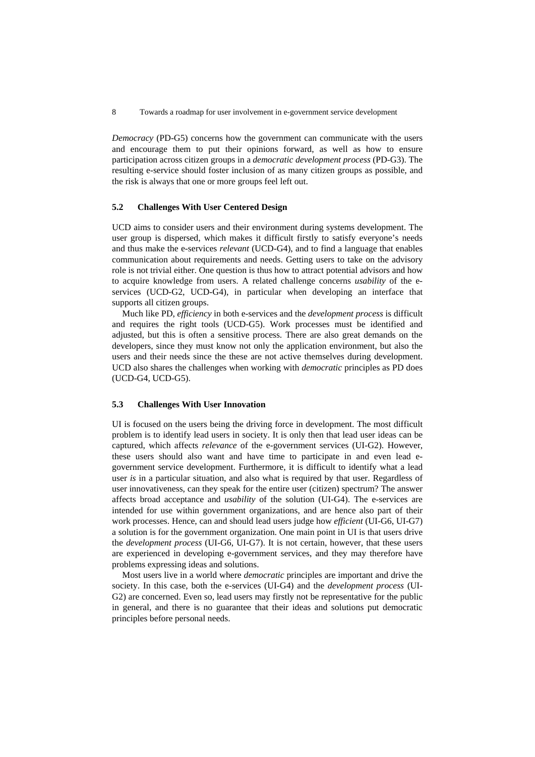*Democracy* (PD-G5) concerns how the government can communicate with the users and encourage them to put their opinions forward, as well as how to ensure participation across citizen groups in a *democratic development process* (PD-G3). The resulting e-service should foster inclusion of as many citizen groups as possible, and the risk is always that one or more groups feel left out.

### 5.2 Challenges With User Centered Design

UCD aims to consider users and their environment during systems development. The user group is dispersed, which makes it difficult firstly to satisfy everyone's needs and thus make the e-services *relevant* (UCD-G4), and to find a language that enables communication about requirements and needs. Getting users to take on the advisory role is not trivial either. One question is thus how to attract potential advisors and how to acquire knowledge from users. A related challenge concerns *usability* of the e-services (UCD-G2, UCD-G4), in particular when developing an interface that supports all citizen groups.

Much like PD, *efficiency* in both e-services and the *development process* is difficult and requires the right tools (UCD-G5). Work processes must be identified and adjusted, but this is often a sensitive process. There are also great demands on the developers, since they must know not only the application environment, but also the users and their needs since the these are not active themselves during development. UCD also shares the challenges when working with *democratic* principles as PD does (UCD-G4, UCD-G5).

### 5.3 Challenges With User Innovation

UI is focused on the users being the driving force in development. The most difficult problem is to identify lead users in society. It is only then that lead user ideas can be captured, which affects *relevance* of the e-government services (UI-G2). However, these users should also want and have time to participate in and even lead e-government service development. Furthermore, it is difficult to identify what a lead user *is* in a particular situation, and also what is required by that user. Regardless of user innovativeness, can they speak for the entire user (citizen) spectrum? The answer affects broad acceptance and *usability* of the solution (UI-G4). The e-services are intended for use within government organizations, and are hence also part of their work processes. Hence, can and should lead users judge how *efficient* (UI-G6, UI-G7) a solution is for the government organization. One main point in UI is that users drive the *development process* (UI-G6, UI-G7). It is not certain, however, that these users are experienced in developing e-government services, and they may therefore have problems expressing ideas and solutions.

Most users live in a world where *democratic* principles are important and drive the society. In this case, both the e-services (UI-G4) and the *development process* (UI-G2) are concerned. Even so, lead users may firstly not be representative for the public in general, and there is no guarantee that their ideas and solutions put democratic principles before personal needs.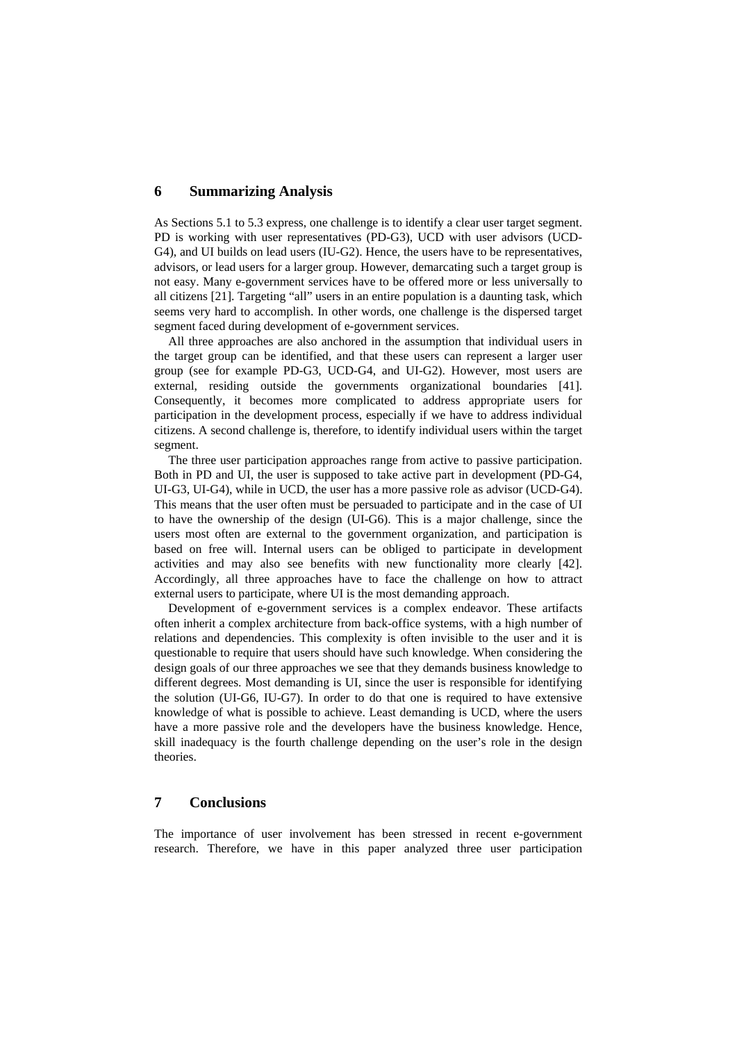## 6 Summarizing Analysis

As Sections 5.1 to 5.3 express, one challenge is to identify a clear user target segment. PD is working with user representatives (PD-G3), UCD with user advisors (UCD-G4), and UI builds on lead users (IU-G2). Hence, the users have to be representatives, advisors, or lead users for a larger group. However, demarcating such a target group is not easy. Many e-government services have to be offered more or less universally to all citizens [21]. Targeting "all" users in an entire population is a daunting task, which seems very hard to accomplish. In other words, one challenge is the dispersed target segment faced during development of e-government services.

All three approaches are also anchored in the assumption that individual users in the target group can be identified, and that these users can represent a larger user group (see for example PD-G3, UCD-G4, and UI-G2). However, most users are external, residing outside the governments organizational boundaries [41]. Consequently, it becomes more complicated to address appropriate users for participation in the development process, especially if we have to address individual citizens. A second challenge is, therefore, to identify individual users within the target segment.

The three user participation approaches range from active to passive participation. Both in PD and UI, the user is supposed to take active part in development (PD-G4, UI-G3, UI-G4), while in UCD, the user has a more passive role as advisor (UCD-G4). This means that the user often must be persuaded to participate and in the case of UI to have the ownership of the design (UI-G6). This is a major challenge, since the users most often are external to the government organization, and participation is based on free will. Internal users can be obliged to participate in development activities and may also see benefits with new functionality more clearly [42]. Accordingly, all three approaches have to face the challenge on how to attract external users to participate, where UI is the most demanding approach.

Development of e-government services is a complex endeavor. These artifacts often inherit a complex architecture from back-office systems, with a high number of relations and dependencies. This complexity is often invisible to the user and it is questionable to require that users should have such knowledge. When considering the design goals of our three approaches we see that they demands business knowledge to different degrees. Most demanding is UI, since the user is responsible for identifying the solution (UI-G6, IU-G7). In order to do that one is required to have extensive knowledge of what is possible to achieve. Least demanding is UCD, where the users have a more passive role and the developers have the business knowledge. Hence, skill inadequacy is the fourth challenge depending on the user's role in the design theories.

## 7 Conclusions

The importance of user involvement has been stressed in recent e-government research. Therefore, we have in this paper analyzed three user participation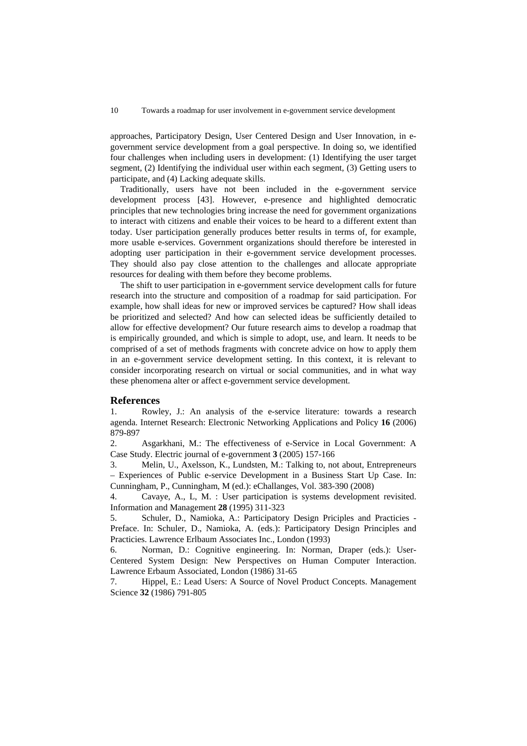approaches, Participatory Design, User Centered Design and User Innovation, in e-government service development from a goal perspective. In doing so, we identified four challenges when including users in development: (1) Identifying the user target segment, (2) Identifying the individual user within each segment, (3) Getting users to participate, and (4) Lacking adequate skills.

Traditionally, users have not been included in the e-government service development process [43]. However, e-presence and highlighted democratic principles that new technologies bring increase the need for government organizations to interact with citizens and enable their voices to be heard to a different extent than today. User participation generally produces better results in terms of, for example, more usable e-services. Government organizations should therefore be interested in adopting user participation in their e-government service development processes. They should also pay close attention to the challenges and allocate appropriate resources for dealing with them before they become problems.

The shift to user participation in e-government service development calls for future research into the structure and composition of a roadmap for said participation. For example, how shall ideas for new or improved services be captured? How shall ideas be prioritized and selected? And how can selected ideas be sufficiently detailed to allow for effective development? Our future research aims to develop a roadmap that is empirically grounded, and which is simple to adopt, use, and learn. It needs to be comprised of a set of methods fragments with concrete advice on how to apply them in an e-government service development setting. In this context, it is relevant to consider incorporating research on virtual or social communities, and in what way these phenomena alter or affect e-government service development.

## References

1. Rowley, J.: An analysis of the e-service literature: towards a research agenda. Internet Research: Electronic Networking Applications and Policy **16** (2006) 879-897
2. Asgarkhani, M.: The effectiveness of e-Service in Local Government: A Case Study. Electric journal of e-government **3** (2005) 157-166
3. Melin, U., Axelsson, K., Lundsten, M.: Talking to, not about, Entrepreneurs – Experiences of Public e-service Development in a Business Start Up Case. In: Cunningham, P., Cunningham, M (ed.): eChallanges, Vol. 383-390 (2008)
4. Cavaye, A., L, M. : User participation is systems development revisited. Information and Management **28** (1995) 311-323
5. Schuler, D., Namioka, A.: Participatory Design Priciples and Practicies - Preface. In: Schuler, D., Namioka, A. (eds.): Participatory Design Principles and Practicies. Lawrence Erlbaum Associates Inc., London (1993)
6. Norman, D.: Cognitive engineering. In: Norman, Draper (eds.): User-Centered System Design: New Perspectives on Human Computer Interaction. Lawrence Erbaum Associated, London (1986) 31-65
7. Hippel, E.: Lead Users: A Source of Novel Product Concepts. Management Science **32** (1986) 791-805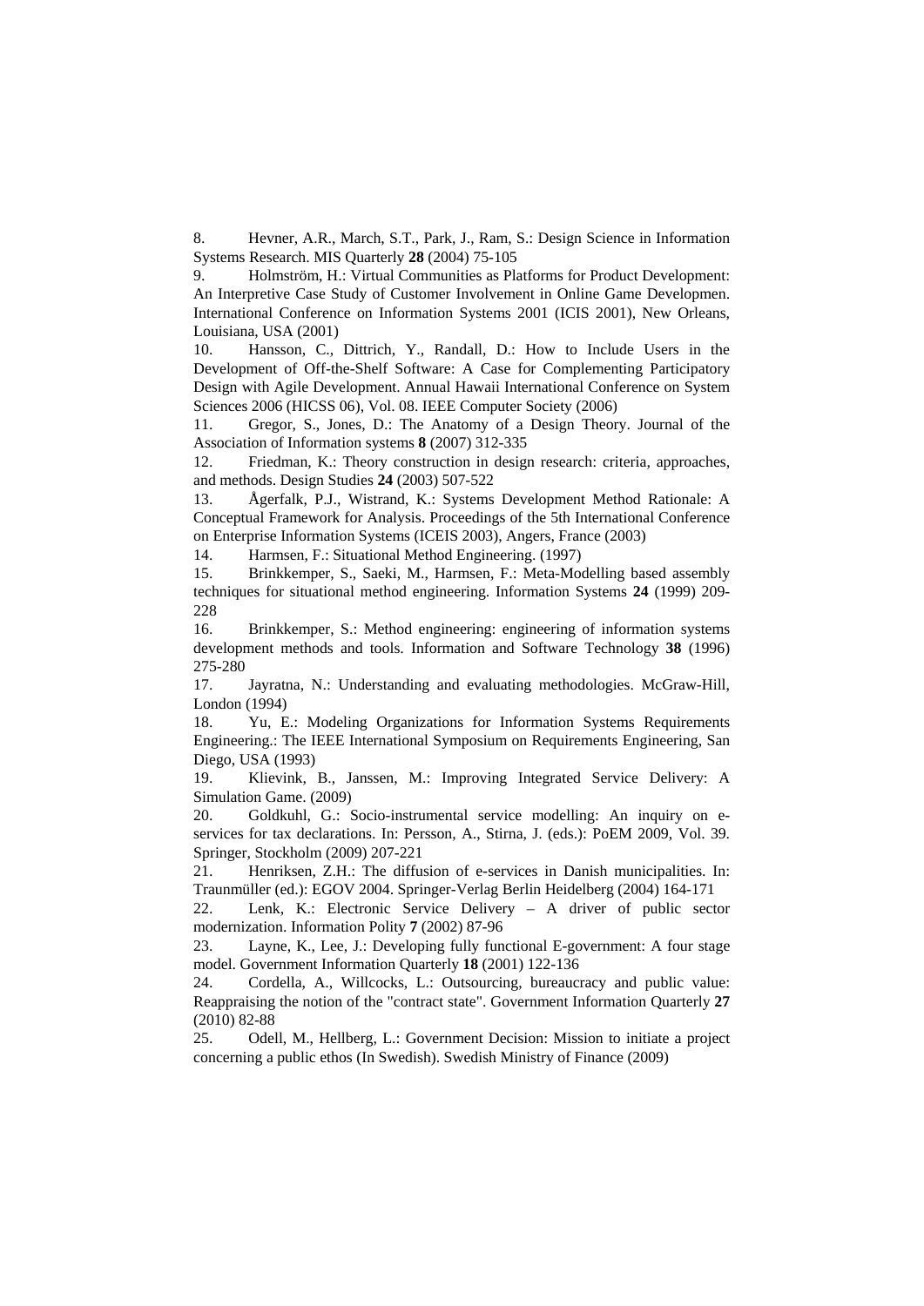8. Hevner, A.R., March, S.T., Park, J., Ram, S.: Design Science in Information Systems Research. MIS Quarterly **28** (2004) 75-105
9. Holmström, H.: Virtual Communities as Platforms for Product Development: An Interpretive Case Study of Customer Involvement in Online Game Developmen. International Conference on Information Systems 2001 (ICIS 2001), New Orleans, Louisiana, USA (2001)
10. Hansson, C., Dittrich, Y., Randall, D.: How to Include Users in the Development of Off-the-Shelf Software: A Case for Complementing Participatory Design with Agile Development. Annual Hawaii International Conference on System Sciences 2006 (HICSS 06), Vol. 08. IEEE Computer Society (2006)
11. Gregor, S., Jones, D.: The Anatomy of a Design Theory. Journal of the Association of Information systems **8** (2007) 312-335
12. Friedman, K.: Theory construction in design research: criteria, approaches, and methods. Design Studies **24** (2003) 507-522
13. Ågerfalk, P.J., Wistrand, K.: Systems Development Method Rationale: A Conceptual Framework for Analysis. Proceedings of the 5th International Conference on Enterprise Information Systems (ICEIS 2003), Angers, France (2003)
14. Harmsen, F.: Situational Method Engineering. (1997)
15. Brinkkemper, S., Saeki, M., Harmsen, F.: Meta-Modelling based assembly techniques for situational method engineering. Information Systems **24** (1999) 209-228
16. Brinkkemper, S.: Method engineering: engineering of information systems development methods and tools. Information and Software Technology **38** (1996) 275-280
17. Jayratna, N.: Understanding and evaluating methodologies. McGraw-Hill, London (1994)
18. Yu, E.: Modeling Organizations for Information Systems Requirements Engineering.: The IEEE International Symposium on Requirements Engineering, San Diego, USA (1993)
19. Klievink, B., Janssen, M.: Improving Integrated Service Delivery: A Simulation Game. (2009)
20. Goldkuhl, G.: Socio-instrumental service modelling: An inquiry on e-services for tax declarations. In: Persson, A., Stirna, J. (eds.): PoEM 2009, Vol. 39. Springer, Stockholm (2009) 207-221
21. Henriksen, Z.H.: The diffusion of e-services in Danish municipalities. In: Traunmüller (ed.): EGOV 2004. Springer-Verlag Berlin Heidelberg (2004) 164-171
22. Lenk, K.: Electronic Service Delivery – A driver of public sector modernization. Information Polity **7** (2002) 87-96
23. Layne, K., Lee, J.: Developing fully functional E-government: A four stage model. Government Information Quarterly **18** (2001) 122-136
24. Cordella, A., Willcocks, L.: Outsourcing, bureaucracy and public value: Reappraising the notion of the "contract state". Government Information Quarterly **27** (2010) 82-88
25. Odell, M., Hellberg, L.: Government Decision: Mission to initiate a project concerning a public ethos (In Swedish). Swedish Ministry of Finance (2009)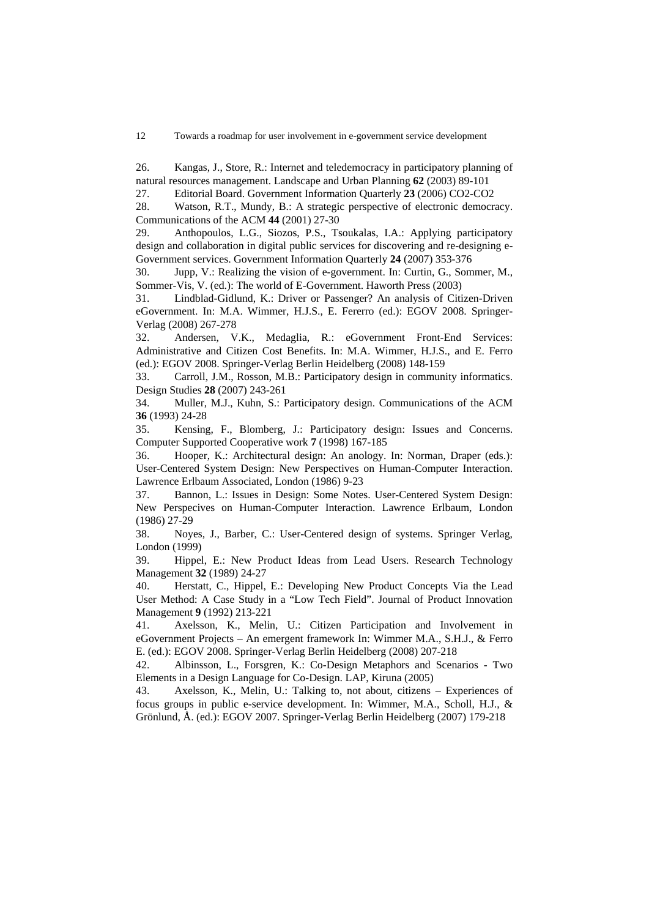26. Kangas, J., Store, R.: Internet and teledemocracy in participatory planning of natural resources management. Landscape and Urban Planning **62** (2003) 89-101
27. Editorial Board. Government Information Quarterly **23** (2006) CO2-CO2
28. Watson, R.T., Mundy, B.: A strategic perspective of electronic democracy. Communications of the ACM **44** (2001) 27-30
29. Anthopoulos, L.G., Siozos, P.S., Tsoukalas, I.A.: Applying participatory design and collaboration in digital public services for discovering and re-designing e-Government services. Government Information Quarterly **24** (2007) 353-376
30. Jupp, V.: Realizing the vision of e-government. In: Curtin, G., Sommer, M., Sommer-Vis, V. (ed.): The world of E-Government. Haworth Press (2003)
31. Lindblad-Gidlund, K.: Driver or Passenger? An analysis of Citizen-Driven eGovernment. In: M.A. Wimmer, H.J.S., E. Fererro (ed.): EGOV 2008. Springer-Verlag (2008) 267-278
32. Andersen, V.K., Medaglia, R.: eGovernment Front-End Services: Administrative and Citizen Cost Benefits. In: M.A. Wimmer, H.J.S., and E. Ferro (ed.): EGOV 2008. Springer-Verlag Berlin Heidelberg (2008) 148-159
33. Carroll, J.M., Rosson, M.B.: Participatory design in community informatics. Design Studies **28** (2007) 243-261
34. Muller, M.J., Kuhn, S.: Participatory design. Communications of the ACM **36** (1993) 24-28
35. Kensing, F., Blomberg, J.: Participatory design: Issues and Concerns. Computer Supported Cooperative work **7** (1998) 167-185
36. Hooper, K.: Architectural design: An anology. In: Norman, Draper (eds.): User-Centered System Design: New Perspectives on Human-Computer Interaction. Lawrence Erlbaum Associated, London (1986) 9-23
37. Bannon, L.: Issues in Design: Some Notes. User-Centered System Design: New Perspecives on Human-Computer Interaction. Lawrence Erlbaum, London (1986) 27-29
38. Noyes, J., Barber, C.: User-Centered design of systems. Springer Verlag, London (1999)
39. Hippel, E.: New Product Ideas from Lead Users. Research Technology Management **32** (1989) 24-27
40. Herstatt, C., Hippel, E.: Developing New Product Concepts Via the Lead User Method: A Case Study in a "Low Tech Field". Journal of Product Innovation Management **9** (1992) 213-221
41. Axelsson, K., Melin, U.: Citizen Participation and Involvement in eGovernment Projects – An emergent framework In: Wimmer M.A., S.H.J., & Ferro E. (ed.): EGOV 2008. Springer-Verlag Berlin Heidelberg (2008) 207-218
42. Albinsson, L., Forsgren, K.: Co-Design Metaphors and Scenarios - Two Elements in a Design Language for Co-Design. LAP, Kiruna (2005)
43. Axelsson, K., Melin, U.: Talking to, not about, citizens – Experiences of focus groups in public e-service development. In: Wimmer, M.A., Scholl, H.J., & Grönlund, Å. (ed.): EGOV 2007. Springer-Verlag Berlin Heidelberg (2007) 179-218